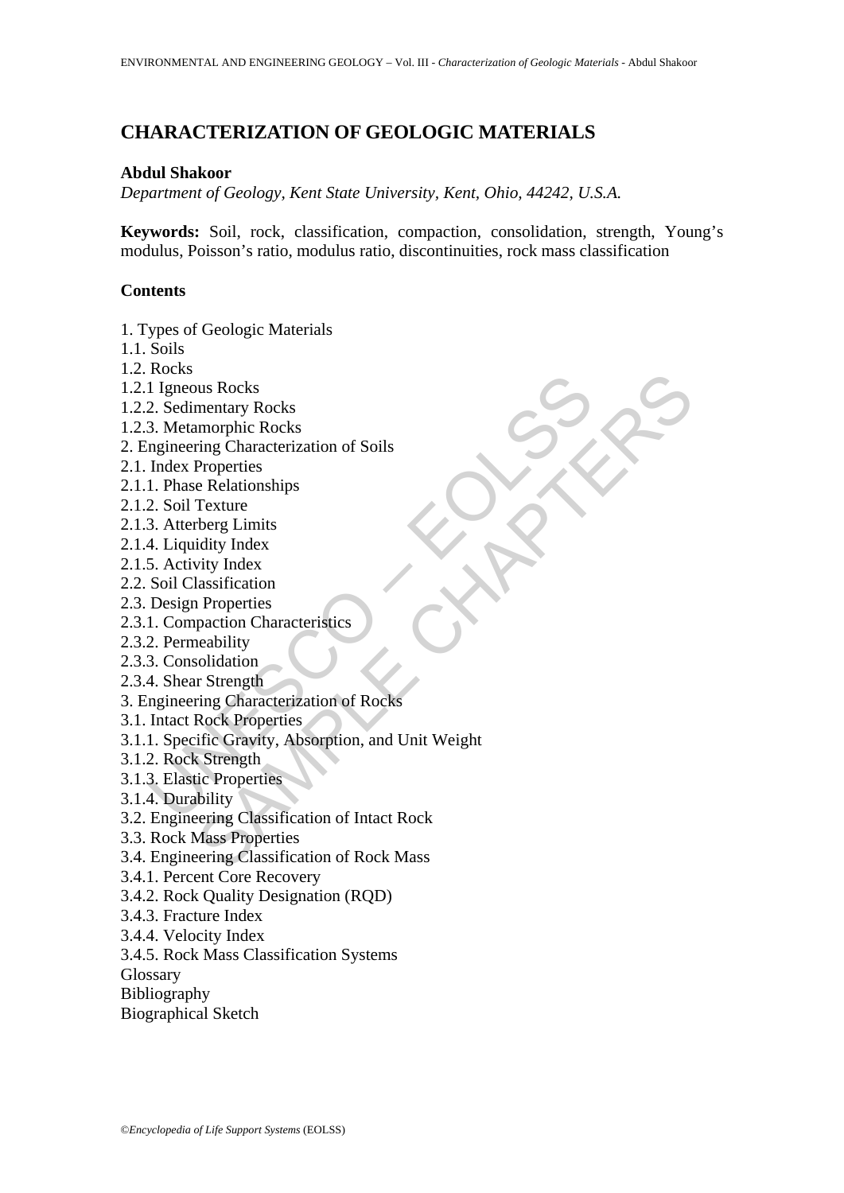# CHARACTERIZATION OF GEOLOGIC MATERIALS

**Abdul Shakoor**

*Department of Geology, Kent State University, Kent, Ohio, 44242, U.S.A.*

**Keywords:** Soil, rock, classification, compaction, consolidation, strength, Young's modulus, Poisson's ratio, modulus ratio, discontinuities, rock mass classification

## Contents

1. Types of Geologic Materials
1.1. Soils
1.2. Rocks
1.2.1 Igneous Rocks
1.2.2. Sedimentary Rocks
1.2.3. Metamorphic Rocks
2. Engineering Characterization of Soils
2.1. Index Properties
2.1.1. Phase Relationships
2.1.2. Soil Texture
2.1.3. Atterberg Limits
2.1.4. Liquidity Index
2.1.5. Activity Index
2.2. Soil Classification
2.3. Design Properties
2.3.1. Compaction Characteristics
2.3.2. Permeability
2.3.3. Consolidation
2.3.4. Shear Strength
3. Engineering Characterization of Rocks
3.1. Intact Rock Properties
3.1.1. Specific Gravity, Absorption, and Unit Weight
3.1.2. Rock Strength
3.1.3. Elastic Properties
3.1.4. Durability
3.2. Engineering Classification of Intact Rock
3.3. Rock Mass Properties
3.4. Engineering Classification of Rock Mass
3.4.1. Percent Core Recovery
3.4.2. Rock Quality Designation (RQD)
3.4.3. Fracture Index
3.4.4. Velocity Index
3.4.5. Rock Mass Classification Systems
Glossary
Bibliography
Biographical Sketch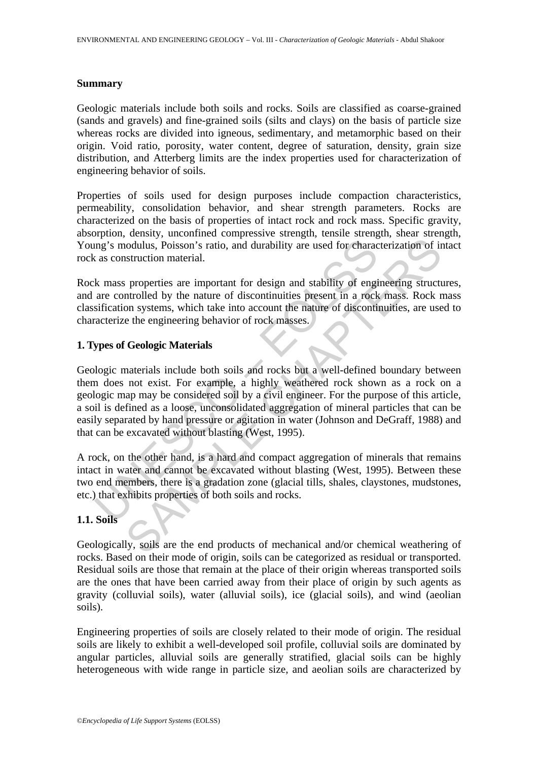## Summary

Geologic materials include both soils and rocks. Soils are classified as coarse-grained (sands and gravels) and fine-grained soils (silts and clays) on the basis of particle size whereas rocks are divided into igneous, sedimentary, and metamorphic based on their origin. Void ratio, porosity, water content, degree of saturation, density, grain size distribution, and Atterberg limits are the index properties used for characterization of engineering behavior of soils.

Properties of soils used for design purposes include compaction characteristics, permeability, consolidation behavior, and shear strength parameters. Rocks are characterized on the basis of properties of intact rock and rock mass. Specific gravity, absorption, density, unconfined compressive strength, tensile strength, shear strength, Young's modulus, Poisson's ratio, and durability are used for characterization of intact rock as construction material.

Rock mass properties are important for design and stability of engineering structures, and are controlled by the nature of discontinuities present in a rock mass. Rock mass classification systems, which take into account the nature of discontinuities, are used to characterize the engineering behavior of rock masses.

## 1. Types of Geologic Materials

Geologic materials include both soils and rocks but a well-defined boundary between them does not exist. For example, a highly weathered rock shown as a rock on a geologic map may be considered soil by a civil engineer. For the purpose of this article, a soil is defined as a loose, unconsolidated aggregation of mineral particles that can be easily separated by hand pressure or agitation in water (Johnson and DeGraff, 1988) and that can be excavated without blasting (West, 1995).

A rock, on the other hand, is a hard and compact aggregation of minerals that remains intact in water and cannot be excavated without blasting (West, 1995). Between these two end members, there is a gradation zone (glacial tills, shales, claystones, mudstones, etc.) that exhibits properties of both soils and rocks.

### 1.1. Soils

Geologically, soils are the end products of mechanical and/or chemical weathering of rocks. Based on their mode of origin, soils can be categorized as residual or transported. Residual soils are those that remain at the place of their origin whereas transported soils are the ones that have been carried away from their place of origin by such agents as gravity (colluvial soils), water (alluvial soils), ice (glacial soils), and wind (aeolian soils).

Engineering properties of soils are closely related to their mode of origin. The residual soils are likely to exhibit a well-developed soil profile, colluvial soils are dominated by angular particles, alluvial soils are generally stratified, glacial soils can be highly heterogeneous with wide range in particle size, and aeolian soils are characterized by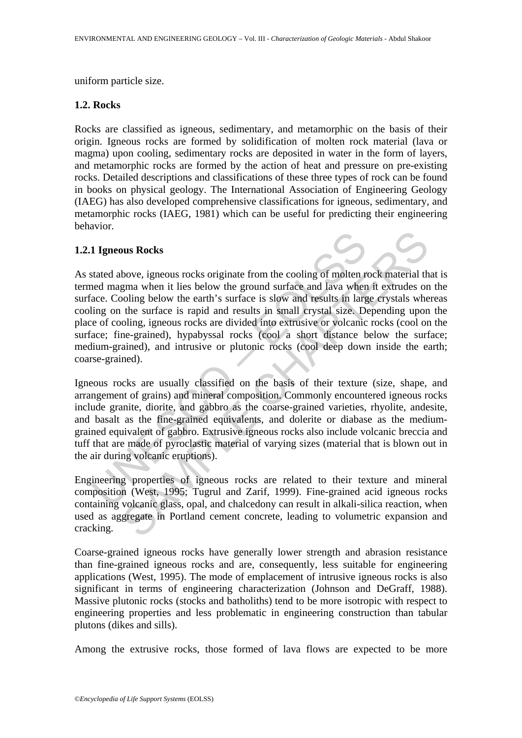uniform particle size.

### 1.2. Rocks

Rocks are classified as igneous, sedimentary, and metamorphic on the basis of their origin. Igneous rocks are formed by solidification of molten rock material (lava or magma) upon cooling, sedimentary rocks are deposited in water in the form of layers, and metamorphic rocks are formed by the action of heat and pressure on pre-existing rocks. Detailed descriptions and classifications of these three types of rock can be found in books on physical geology. The International Association of Engineering Geology (IAEG) has also developed comprehensive classifications for igneous, sedimentary, and metamorphic rocks (IAEG, 1981) which can be useful for predicting their engineering behavior.

#### 1.2.1 Igneous Rocks

As stated above, igneous rocks originate from the cooling of molten rock material that is termed magma when it lies below the ground surface and lava when it extrudes on the surface. Cooling below the earth's surface is slow and results in large crystals whereas cooling on the surface is rapid and results in small crystal size. Depending upon the place of cooling, igneous rocks are divided into extrusive or volcanic rocks (cool on the surface; fine-grained), hypabyssal rocks (cool a short distance below the surface; medium-grained), and intrusive or plutonic rocks (cool deep down inside the earth; coarse-grained).

Igneous rocks are usually classified on the basis of their texture (size, shape, and arrangement of grains) and mineral composition. Commonly encountered igneous rocks include granite, diorite, and gabbro as the coarse-grained varieties, rhyolite, andesite, and basalt as the fine-grained equivalents, and dolerite or diabase as the medium-grained equivalent of gabbro. Extrusive igneous rocks also include volcanic breccia and tuff that are made of pyroclastic material of varying sizes (material that is blown out in the air during volcanic eruptions).

Engineering properties of igneous rocks are related to their texture and mineral composition (West, 1995; Tugrul and Zarif, 1999). Fine-grained acid igneous rocks containing volcanic glass, opal, and chalcedony can result in alkali-silica reaction, when used as aggregate in Portland cement concrete, leading to volumetric expansion and cracking.

Coarse-grained igneous rocks have generally lower strength and abrasion resistance than fine-grained igneous rocks and are, consequently, less suitable for engineering applications (West, 1995). The mode of emplacement of intrusive igneous rocks is also significant in terms of engineering characterization (Johnson and DeGraff, 1988). Massive plutonic rocks (stocks and batholiths) tend to be more isotropic with respect to engineering properties and less problematic in engineering construction than tabular plutons (dikes and sills).

Among the extrusive rocks, those formed of lava flows are expected to be more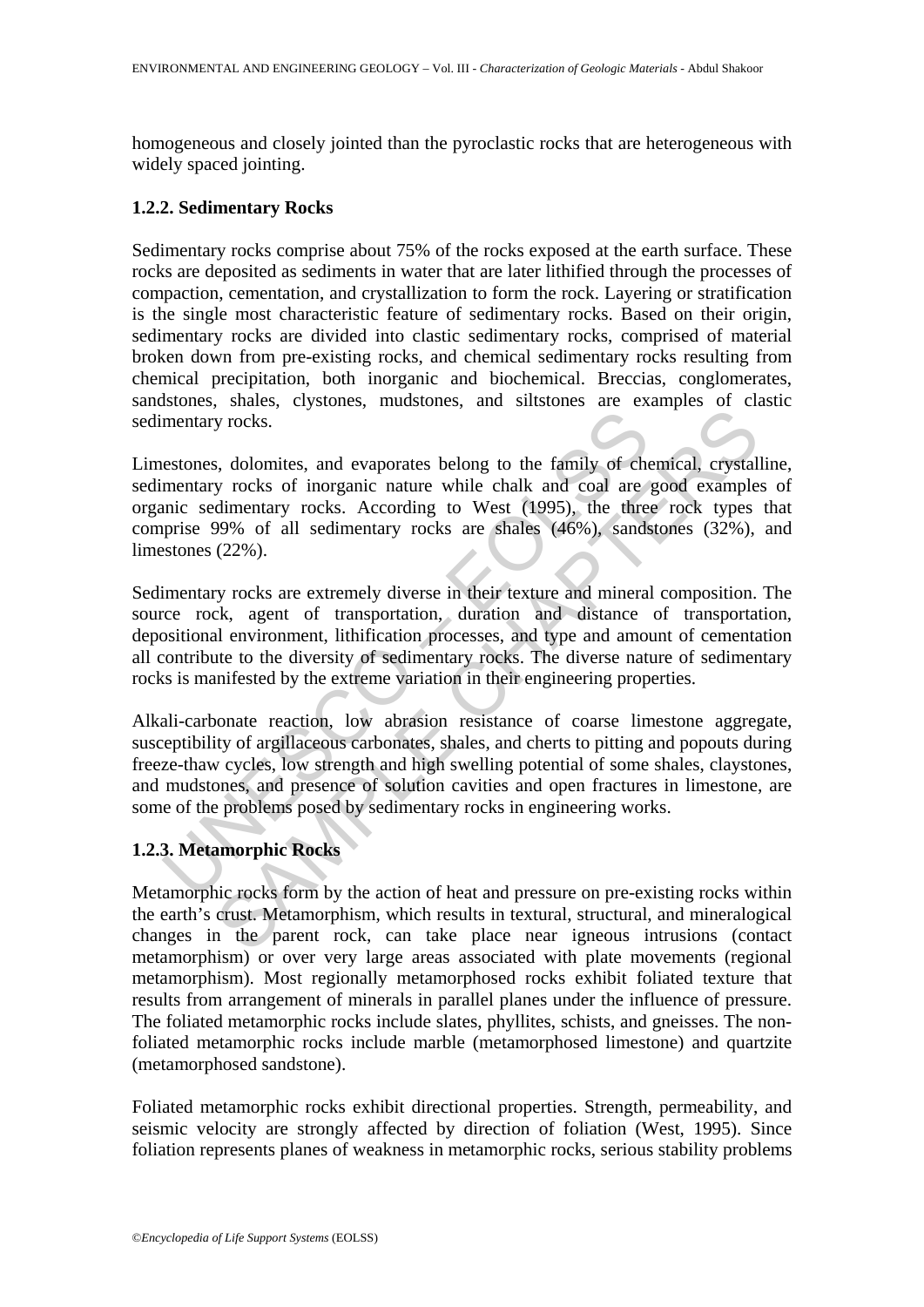homogeneous and closely jointed than the pyroclastic rocks that are heterogeneous with widely spaced jointing.

### 1.2.2. Sedimentary Rocks

Sedimentary rocks comprise about 75% of the rocks exposed at the earth surface. These rocks are deposited as sediments in water that are later lithified through the processes of compaction, cementation, and crystallization to form the rock. Layering or stratification is the single most characteristic feature of sedimentary rocks. Based on their origin, sedimentary rocks are divided into clastic sedimentary rocks, comprised of material broken down from pre-existing rocks, and chemical sedimentary rocks resulting from chemical precipitation, both inorganic and biochemical. Breccias, conglomerates, sandstones, shales, clystones, mudstones, and siltstones are examples of clastic sedimentary rocks.

Limestones, dolomites, and evaporates belong to the family of chemical, crystalline, sedimentary rocks of inorganic nature while chalk and coal are good examples of organic sedimentary rocks. According to West (1995), the three rock types that comprise 99% of all sedimentary rocks are shales (46%), sandstones (32%), and limestones (22%).

Sedimentary rocks are extremely diverse in their texture and mineral composition. The source rock, agent of transportation, duration and distance of transportation, depositional environment, lithification processes, and type and amount of cementation all contribute to the diversity of sedimentary rocks. The diverse nature of sedimentary rocks is manifested by the extreme variation in their engineering properties.

Alkali-carbonate reaction, low abrasion resistance of coarse limestone aggregate, susceptibility of argillaceous carbonates, shales, and cherts to pitting and popouts during freeze-thaw cycles, low strength and high swelling potential of some shales, claystones, and mudstones, and presence of solution cavities and open fractures in limestone, are some of the problems posed by sedimentary rocks in engineering works.

### 1.2.3. Metamorphic Rocks

Metamorphic rocks form by the action of heat and pressure on pre-existing rocks within the earth's crust. Metamorphism, which results in textural, structural, and mineralogical changes in the parent rock, can take place near igneous intrusions (contact metamorphism) or over very large areas associated with plate movements (regional metamorphism). Most regionally metamorphosed rocks exhibit foliated texture that results from arrangement of minerals in parallel planes under the influence of pressure. The foliated metamorphic rocks include slates, phyllites, schists, and gneisses. The non-foliated metamorphic rocks include marble (metamorphosed limestone) and quartzite (metamorphosed sandstone).

Foliated metamorphic rocks exhibit directional properties. Strength, permeability, and seismic velocity are strongly affected by direction of foliation (West, 1995). Since foliation represents planes of weakness in metamorphic rocks, serious stability problems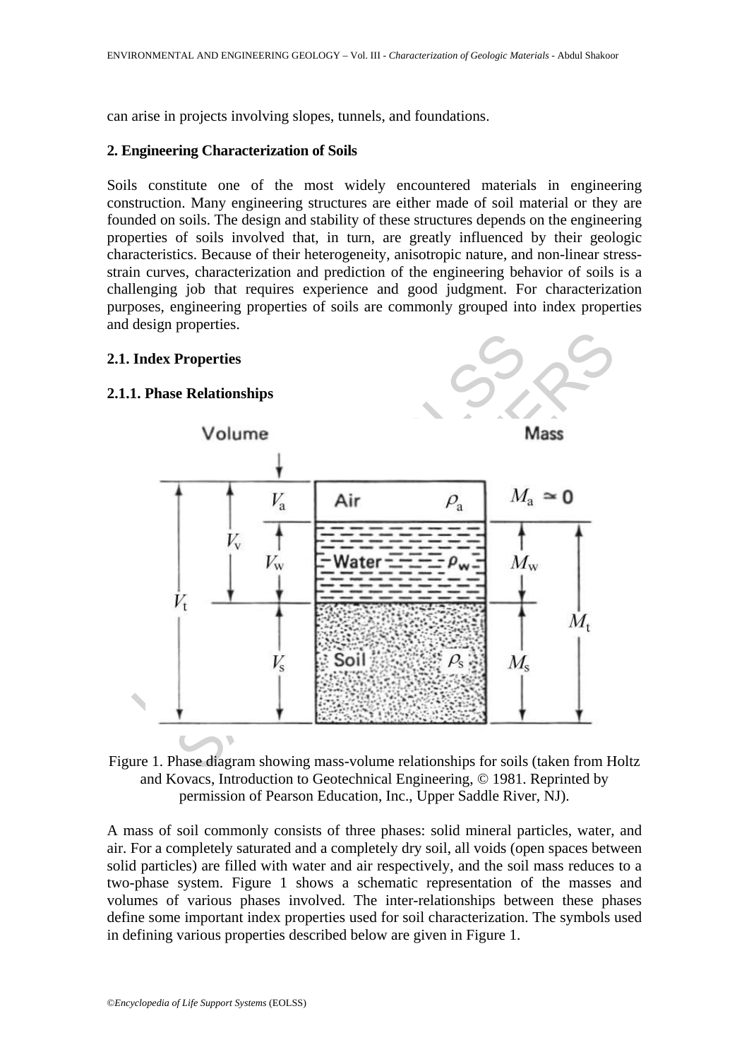can arise in projects involving slopes, tunnels, and foundations.

## 2. Engineering Characterization of Soils

Soils constitute one of the most widely encountered materials in engineering construction. Many engineering structures are either made of soil material or they are founded on soils. The design and stability of these structures depends on the engineering properties of soils involved that, in turn, are greatly influenced by their geologic characteristics. Because of their heterogeneity, anisotropic nature, and non-linear stress-strain curves, characterization and prediction of the engineering behavior of soils is a challenging job that requires experience and good judgment. For characterization purposes, engineering properties of soils are commonly grouped into index properties and design properties.

### 2.1. Index Properties

#### 2.1.1. Phase Relationships

Figure 1. Phase diagram showing mass-volume relationships for soils (taken from Holtz and Kovacs, Introduction to Geotechnical Engineering, © 1981. Reprinted by permission of Pearson Education, Inc., Upper Saddle River, NJ).

A mass of soil commonly consists of three phases: solid mineral particles, water, and air. For a completely saturated and a completely dry soil, all voids (open spaces between solid particles) are filled with water and air respectively, and the soil mass reduces to a two-phase system. Figure 1 shows a schematic representation of the masses and volumes of various phases involved. The inter-relationships between these phases define some important index properties used for soil characterization. The symbols used in defining various properties described below are given in Figure 1.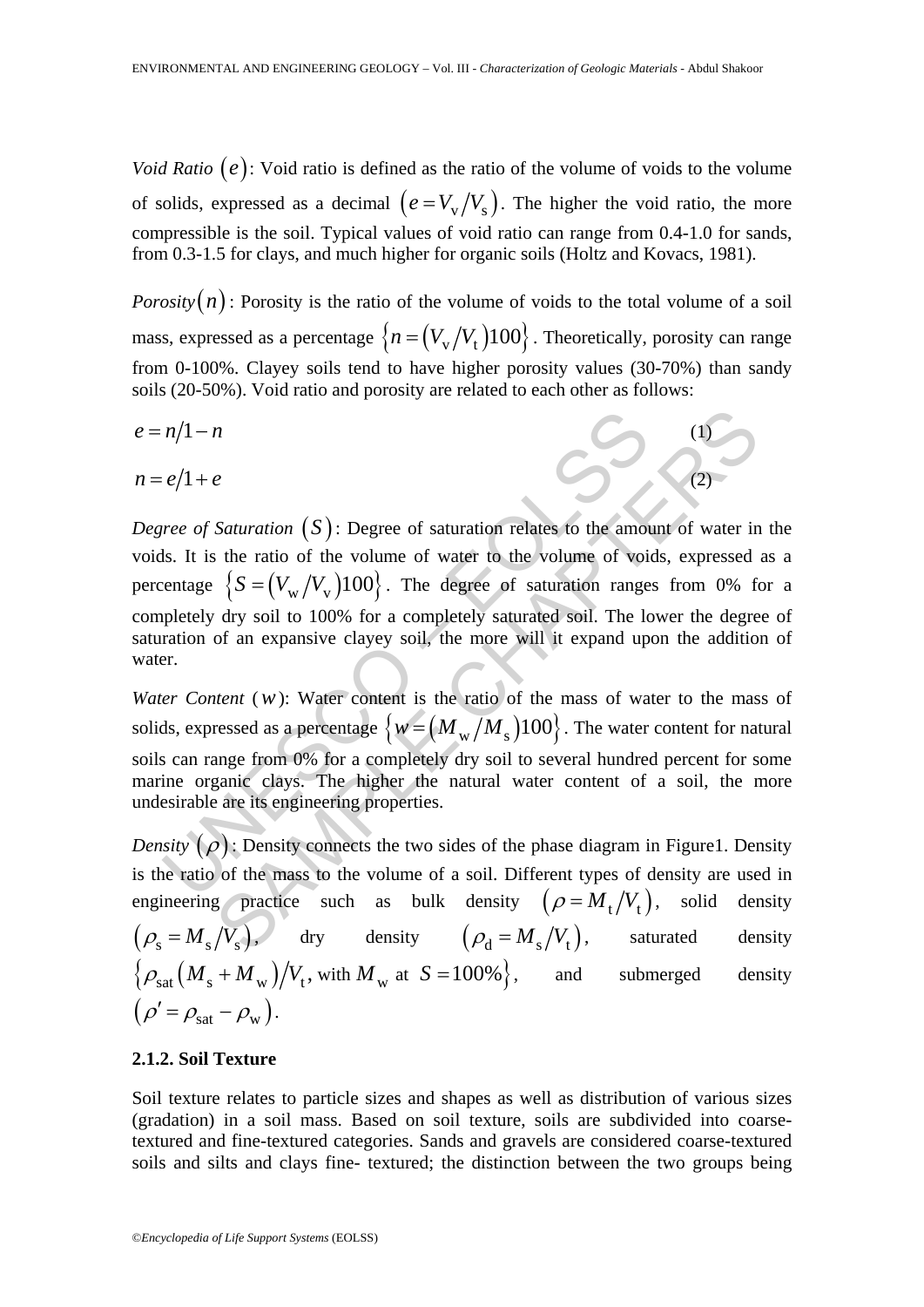*Void Ratio* $(e)$: Void ratio is defined as the ratio of the volume of voids to the volume of solids, expressed as a decimal $(e = V_v/V_s)$. The higher the void ratio, the more compressible is the soil. Typical values of void ratio can range from 0.4-1.0 for sands, from 0.3-1.5 for clays, and much higher for organic soils (Holtz and Kovacs, 1981).

*Porosity* $(n)$: Porosity is the ratio of the volume of voids to the total volume of a soil mass, expressed as a percentage $\{n = (V_v/V_t)100\}$. Theoretically, porosity can range from 0-100%. Clayey soils tend to have higher porosity values (30-70%) than sandy soils (20-50%). Void ratio and porosity are related to each other as follows:

$$e = n/1 - n \quad (1)$$

$$n = e/1 + e \quad (2)$$

*Degree of Saturation* $(S)$: Degree of saturation relates to the amount of water in the voids. It is the ratio of the volume of water to the volume of voids, expressed as a percentage $\{S = (V_w/V_v)100\}$. The degree of saturation ranges from 0% for a completely dry soil to 100% for a completely saturated soil. The lower the degree of saturation of an expansive clayey soil, the more will it expand upon the addition of water.

*Water Content* $(w)$: Water content is the ratio of the mass of water to the mass of solids, expressed as a percentage $\{w = (M_w/M_s)100\}$. The water content for natural soils can range from 0% for a completely dry soil to several hundred percent for some marine organic clays. The higher the natural water content of a soil, the more undesirable are its engineering properties.

*Density* $(\rho)$: Density connects the two sides of the phase diagram in Figure1. Density is the ratio of the mass to the volume of a soil. Different types of density are used in engineering practice such as bulk density $(\rho = M_t/V_t)$, solid density $(\rho_s = M_s/V_s)$, dry density $(\rho_d = M_s/V_t)$, saturated density $\{\rho_{sat}(M_s + M_w)/V_t$, with $M_w$ at $S = 100\%\}$, and submerged density $(\rho' = \rho_{sat} - \rho_w)$.

### 2.1.2. Soil Texture

Soil texture relates to particle sizes and shapes as well as distribution of various sizes (gradation) in a soil mass. Based on soil texture, soils are subdivided into coarse-textured and fine-textured categories. Sands and gravels are considered coarse-textured soils and silts and clays fine- textured; the distinction between the two groups being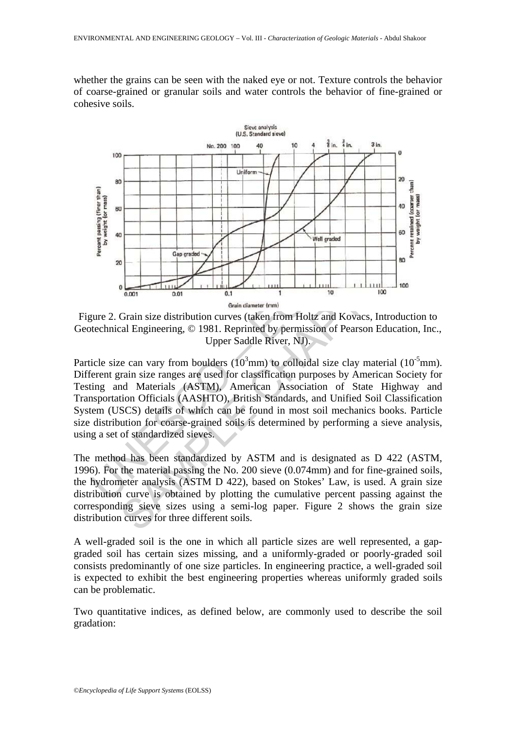whether the grains can be seen with the naked eye or not. Texture controls the behavior of coarse-grained or granular soils and water controls the behavior of fine-grained or cohesive soils.

Figure 2. Grain size distribution curves (taken from Holtz and Kovacs, Introduction to Geotechnical Engineering, © 1981. Reprinted by permission of Pearson Education, Inc., Upper Saddle River, NJ).

Particle size can vary from boulders ($10^3$mm) to colloidal size clay material ($10^{-5}$mm). Different grain size ranges are used for classification purposes by American Society for Testing and Materials (ASTM), American Association of State Highway and Transportation Officials (AASHTO), British Standards, and Unified Soil Classification System (USCS) details of which can be found in most soil mechanics books. Particle size distribution for coarse-grained soils is determined by performing a sieve analysis, using a set of standardized sieves.

The method has been standardized by ASTM and is designated as D 422 (ASTM, 1996). For the material passing the No. 200 sieve (0.074mm) and for fine-grained soils, the hydrometer analysis (ASTM D 422), based on Stokes' Law, is used. A grain size distribution curve is obtained by plotting the cumulative percent passing against the corresponding sieve sizes using a semi-log paper. Figure 2 shows the grain size distribution curves for three different soils.

A well-graded soil is the one in which all particle sizes are well represented, a gap-graded soil has certain sizes missing, and a uniformly-graded or poorly-graded soil consists predominantly of one size particles. In engineering practice, a well-graded soil is expected to exhibit the best engineering properties whereas uniformly graded soils can be problematic.

Two quantitative indices, as defined below, are commonly used to describe the soil gradation: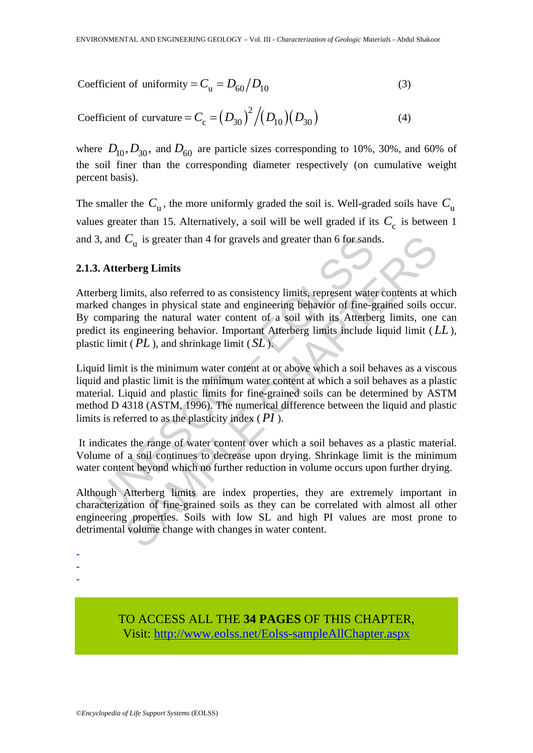$$\text{Coefficient of uniformity} = C_u = D_{60} / D_{10} \quad (3)$$

$$\text{Coefficient of curvature} = C_c = (D_{30})^2 / (D_{10})(D_{30}) \quad (4)$$

where $D_{10}, D_{30}$, and $D_{60}$ are particle sizes corresponding to 10%, 30%, and 60% of the soil finer than the corresponding diameter respectively (on cumulative weight percent basis).

The smaller the $C_u$, the more uniformly graded the soil is. Well-graded soils have $C_u$ values greater than 15. Alternatively, a soil will be well graded if its $C_c$ is between 1 and 3, and $C_u$ is greater than 4 for gravels and greater than 6 for sands.

### 2.1.3. Atterberg Limits

Atterberg limits, also referred to as consistency limits, represent water contents at which marked changes in physical state and engineering behavior of fine-grained soils occur. By comparing the natural water content of a soil with its Atterberg limits, one can predict its engineering behavior. Important Atterberg limits include liquid limit ($LL$), plastic limit ($PL$), and shrinkage limit ($SL$).

Liquid limit is the minimum water content at or above which a soil behaves as a viscous liquid and plastic limit is the minimum water content at which a soil behaves as a plastic material. Liquid and plastic limits for fine-grained soils can be determined by ASTM method D 4318 (ASTM, 1996). The numerical difference between the liquid and plastic limits is referred to as the plasticity index ($PI$).

It indicates the range of water content over which a soil behaves as a plastic material. Volume of a soil continues to decrease upon drying. Shrinkage limit is the minimum water content beyond which no further reduction in volume occurs upon further drying.

Although Atterberg limits are index properties, they are extremely important in characterization of fine-grained soils as they can be correlated with almost all other engineering properties. Soils with low SL and high PI values are most prone to detrimental volume change with changes in water content.

-
-
-

TO ACCESS ALL THE **34 PAGES** OF THIS CHAPTER,
Visit: http://www.eolss.net/Eolss-sampleAllChapter.aspx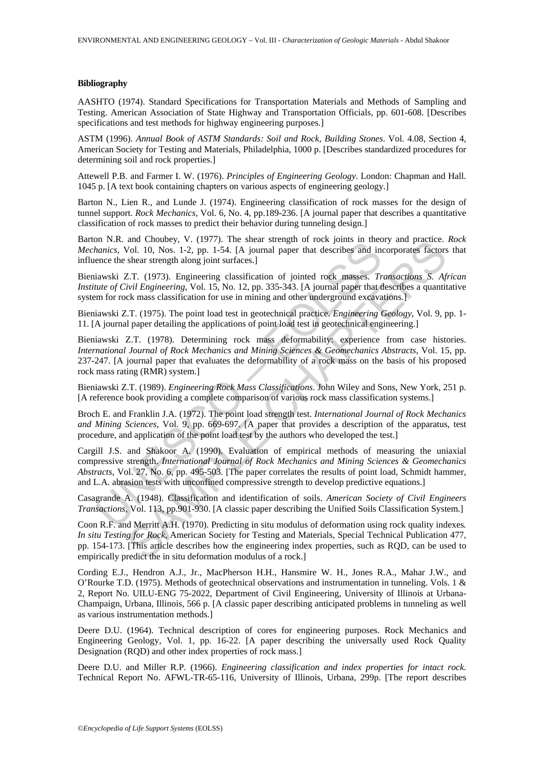**Bibliography**

AASHTO (1974). Standard Specifications for Transportation Materials and Methods of Sampling and Testing. American Association of State Highway and Transportation Officials, pp. 601-608. [Describes specifications and test methods for highway engineering purposes.]

ASTM (1996). *Annual Book of ASTM Standards: Soil and Rock, Building Stones*. Vol. 4.08, Section 4, American Society for Testing and Materials, Philadelphia, 1000 p. [Describes standardized procedures for determining soil and rock properties.]

Attewell P.B. and Farmer I. W. (1976). *Principles of Engineering Geology*. London: Chapman and Hall. 1045 p. [A text book containing chapters on various aspects of engineering geology.]

Barton N., Lien R., and Lunde J. (1974). Engineering classification of rock masses for the design of tunnel support. *Rock Mechanics*, Vol. 6, No. 4, pp.189-236. [A journal paper that describes a quantitative classification of rock masses to predict their behavior during tunneling design.]

Barton N.R. and Choubey, V. (1977). The shear strength of rock joints in theory and practice. *Rock Mechanics*, Vol. 10, Nos. 1-2, pp. 1-54. [A journal paper that describes and incorporates factors that influence the shear strength along joint surfaces.]

Bieniawski Z.T. (1973). Engineering classification of jointed rock masses. *Transactions S. African Institute of Civil Engineering*, Vol. 15, No. 12, pp. 335-343. [A journal paper that describes a quantitative system for rock mass classification for use in mining and other underground excavations.]

Bieniawski Z.T. (1975). The point load test in geotechnical practice. *Engineering Geology*, Vol. 9, pp. 1-11. [A journal paper detailing the applications of point load test in geotechnical engineering.]

Bieniawski Z.T. (1978). Determining rock mass deformability: experience from case histories. *International Journal of Rock Mechanics and Mining Sciences & Geomechanics Abstracts*, Vol. 15, pp. 237-247. [A journal paper that evaluates the deformability of a rock mass on the basis of his proposed rock mass rating (RMR) system.]

Bieniawski Z.T. (1989). *Engineering Rock Mass Classifications*. John Wiley and Sons, New York, 251 p. [A reference book providing a complete comparison of various rock mass classification systems.]

Broch E. and Franklin J.A. (1972). The point load strength test. *International Journal of Rock Mechanics and Mining Sciences*, Vol. 9, pp. 669-697. [A paper that provides a description of the apparatus, test procedure, and application of the point load test by the authors who developed the test.]

Cargill J.S. and Shakoor A. (1990). Evaluation of empirical methods of measuring the uniaxial compressive strength. *International Journal of Rock Mechanics and Mining Sciences & Geomechanics Abstracts*, Vol. 27, No. 6, pp. 495-503. [The paper correlates the results of point load, Schmidt hammer, and L.A. abrasion tests with unconfined compressive strength to develop predictive equations.]

Casagrande A. (1948). Classification and identification of soils. *American Society of Civil Engineers Transactions*, Vol. 113, pp.901-930. [A classic paper describing the Unified Soils Classification System.]

Coon R.F. and Merritt A.H. (1970). Predicting in situ modulus of deformation using rock quality indexes. *In situ Testing for Rock*, American Society for Testing and Materials, Special Technical Publication 477, pp. 154-173. [This article describes how the engineering index properties, such as RQD, can be used to empirically predict the in situ deformation modulus of a rock.]

Cording E.J., Hendron A.J., Jr., MacPherson H.H., Hansmire W. H., Jones R.A., Mahar J.W., and O'Rourke T.D. (1975). Methods of geotechnical observations and instrumentation in tunneling. Vols. 1 & 2, Report No. UILU-ENG 75-2022, Department of Civil Engineering, University of Illinois at Urbana-Champaign, Urbana, Illinois, 566 p. [A classic paper describing anticipated problems in tunneling as well as various instrumentation methods.]

Deere D.U. (1964). Technical description of cores for engineering purposes. Rock Mechanics and Engineering Geology, Vol. 1, pp. 16-22. [A paper describing the universally used Rock Quality Designation (RQD) and other index properties of rock mass.]

Deere D.U. and Miller R.P. (1966). *Engineering classification and index properties for intact rock*. Technical Report No. AFWL-TR-65-116, University of Illinois, Urbana, 299p. [The report describes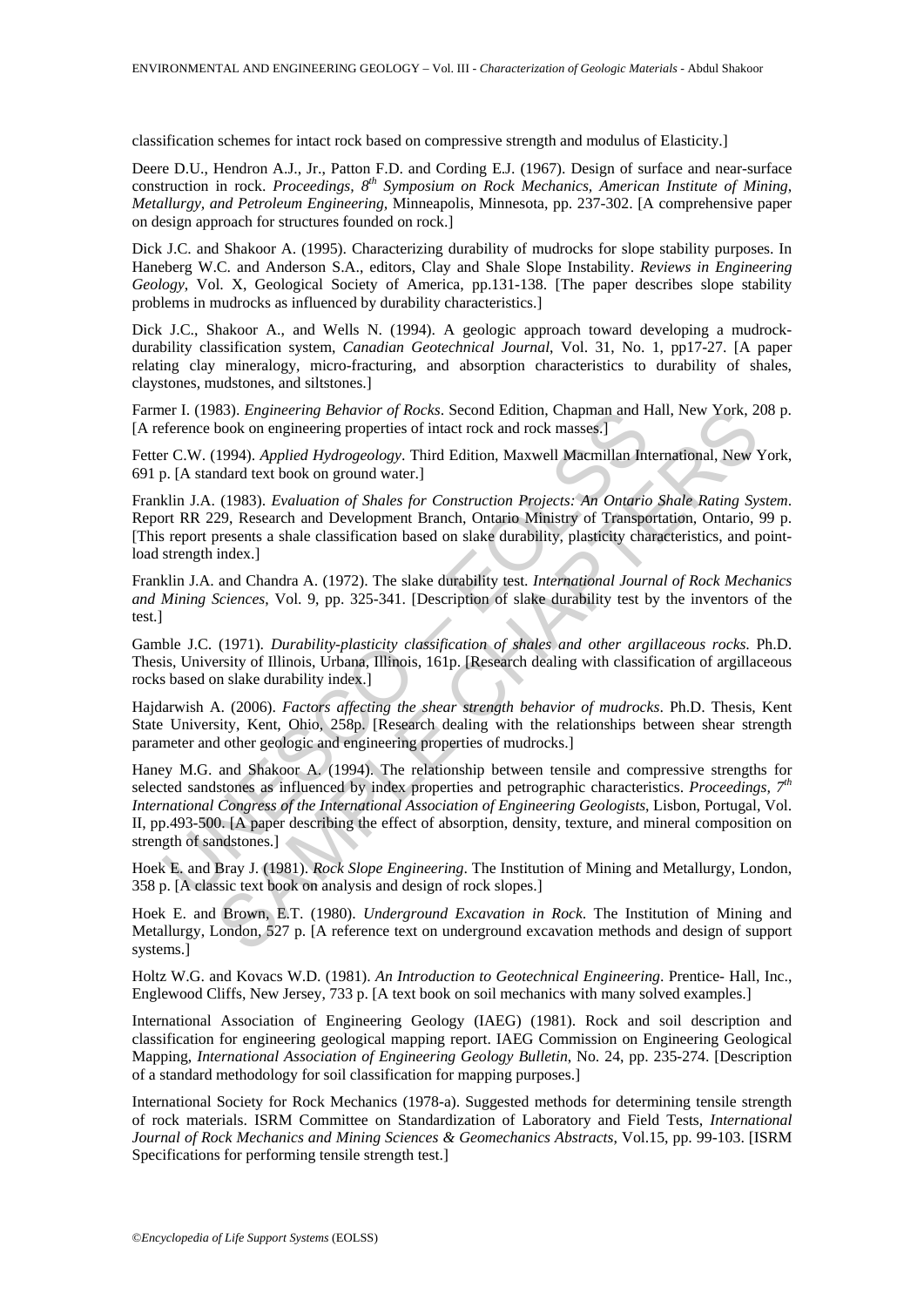classification schemes for intact rock based on compressive strength and modulus of Elasticity.]

Deere D.U., Hendron A.J., Jr., Patton F.D. and Cording E.J. (1967). Design of surface and near-surface construction in rock. *Proceedings, 8th Symposium on Rock Mechanics, American Institute of Mining, Metallurgy, and Petroleum Engineering*, Minneapolis, Minnesota, pp. 237-302. [A comprehensive paper on design approach for structures founded on rock.]

Dick J.C. and Shakoor A. (1995). Characterizing durability of mudrocks for slope stability purposes. In Haneberg W.C. and Anderson S.A., editors, Clay and Shale Slope Instability. *Reviews in Engineering Geology*, Vol. X, Geological Society of America, pp.131-138. [The paper describes slope stability problems in mudrocks as influenced by durability characteristics.]

Dick J.C., Shakoor A., and Wells N. (1994). A geologic approach toward developing a mudrock-durability classification system, *Canadian Geotechnical Journal*, Vol. 31, No. 1, pp17-27. [A paper relating clay mineralogy, micro-fracturing, and absorption characteristics to durability of shales, claystones, mudstones, and siltstones.]

Farmer I. (1983). *Engineering Behavior of Rocks*. Second Edition, Chapman and Hall, New York, 208 p. [A reference book on engineering properties of intact rock and rock masses.]

Fetter C.W. (1994). *Applied Hydrogeology*. Third Edition, Maxwell Macmillan International, New York, 691 p. [A standard text book on ground water.]

Franklin J.A. (1983). *Evaluation of Shales for Construction Projects: An Ontario Shale Rating System*. Report RR 229, Research and Development Branch, Ontario Ministry of Transportation, Ontario, 99 p. [This report presents a shale classification based on slake durability, plasticity characteristics, and point-load strength index.]

Franklin J.A. and Chandra A. (1972). The slake durability test. *International Journal of Rock Mechanics and Mining Sciences*, Vol. 9, pp. 325-341. [Description of slake durability test by the inventors of the test.]

Gamble J.C. (1971). *Durability-plasticity classification of shales and other argillaceous rocks*. Ph.D. Thesis, University of Illinois, Urbana, Illinois, 161p. [Research dealing with classification of argillaceous rocks based on slake durability index.]

Hajdarwish A. (2006). *Factors affecting the shear strength behavior of mudrocks*. Ph.D. Thesis, Kent State University, Kent, Ohio, 258p. [Research dealing with the relationships between shear strength parameter and other geologic and engineering properties of mudrocks.]

Haney M.G. and Shakoor A. (1994). The relationship between tensile and compressive strengths for selected sandstones as influenced by index properties and petrographic characteristics. *Proceedings, 7th International Congress of the International Association of Engineering Geologists*, Lisbon, Portugal, Vol. II, pp.493-500. [A paper describing the effect of absorption, density, texture, and mineral composition on strength of sandstones.]

Hoek E. and Bray J. (1981). *Rock Slope Engineering*. The Institution of Mining and Metallurgy, London, 358 p. [A classic text book on analysis and design of rock slopes.]

Hoek E. and Brown, E.T. (1980). *Underground Excavation in Rock*. The Institution of Mining and Metallurgy, London, 527 p. [A reference text on underground excavation methods and design of support systems.]

Holtz W.G. and Kovacs W.D. (1981). *An Introduction to Geotechnical Engineering*. Prentice- Hall, Inc., Englewood Cliffs, New Jersey, 733 p. [A text book on soil mechanics with many solved examples.]

International Association of Engineering Geology (IAEG) (1981). Rock and soil description and classification for engineering geological mapping report. IAEG Commission on Engineering Geological Mapping, *International Association of Engineering Geology Bulletin*, No. 24, pp. 235-274. [Description of a standard methodology for soil classification for mapping purposes.]

International Society for Rock Mechanics (1978-a). Suggested methods for determining tensile strength of rock materials. ISRM Committee on Standardization of Laboratory and Field Tests, *International Journal of Rock Mechanics and Mining Sciences & Geomechanics Abstracts*, Vol.15, pp. 99-103. [ISRM Specifications for performing tensile strength test.]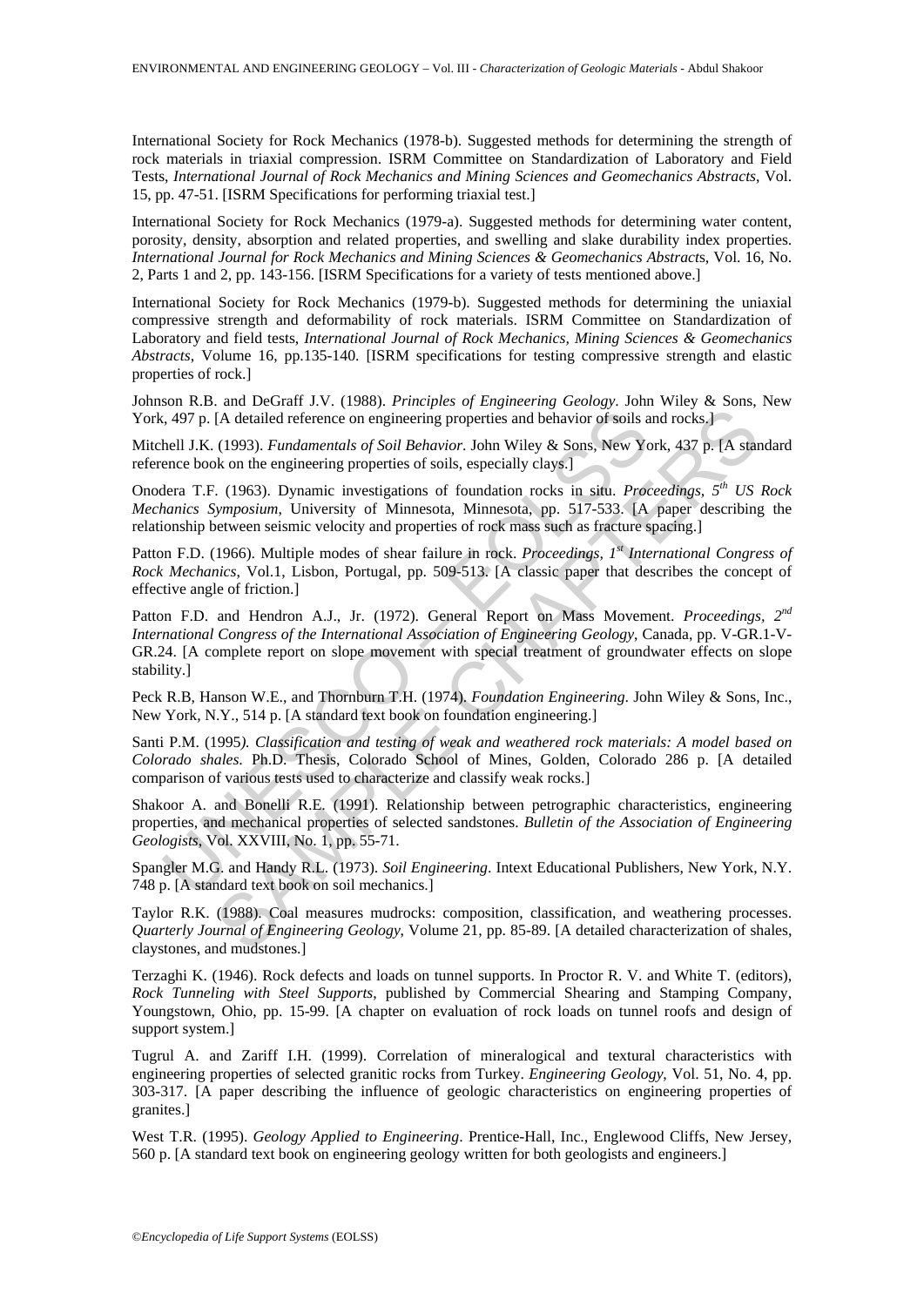International Society for Rock Mechanics (1978-b). Suggested methods for determining the strength of rock materials in triaxial compression. ISRM Committee on Standardization of Laboratory and Field Tests, *International Journal of Rock Mechanics and Mining Sciences and Geomechanics Abstracts*, Vol. 15, pp. 47-51. [ISRM Specifications for performing triaxial test.]

International Society for Rock Mechanics (1979-a). Suggested methods for determining water content, porosity, density, absorption and related properties, and swelling and slake durability index properties. *International Journal for Rock Mechanics and Mining Sciences & Geomechanics Abstracts*, Vol. 16, No. 2, Parts 1 and 2, pp. 143-156. [ISRM Specifications for a variety of tests mentioned above.]

International Society for Rock Mechanics (1979-b). Suggested methods for determining the uniaxial compressive strength and deformability of rock materials. ISRM Committee on Standardization of Laboratory and field tests, *International Journal of Rock Mechanics, Mining Sciences & Geomechanics Abstracts*, Volume 16, pp.135-140. [ISRM specifications for testing compressive strength and elastic properties of rock.]

Johnson R.B. and DeGraff J.V. (1988). *Principles of Engineering Geology*. John Wiley & Sons, New York, 497 p. [A detailed reference on engineering properties and behavior of soils and rocks.]

Mitchell J.K. (1993). *Fundamentals of Soil Behavior*. John Wiley & Sons, New York, 437 p. [A standard reference book on the engineering properties of soils, especially clays.]

Onodera T.F. (1963). Dynamic investigations of foundation rocks in situ. *Proceedings, 5th US Rock Mechanics Symposium*, University of Minnesota, Minnesota, pp. 517-533. [A paper describing the relationship between seismic velocity and properties of rock mass such as fracture spacing.]

Patton F.D. (1966). Multiple modes of shear failure in rock. *Proceedings, 1st International Congress of Rock Mechanics*, Vol.1, Lisbon, Portugal, pp. 509-513. [A classic paper that describes the concept of effective angle of friction.]

Patton F.D. and Hendron A.J., Jr. (1972). General Report on Mass Movement. *Proceedings, 2nd International Congress of the International Association of Engineering Geology*, Canada, pp. V-GR.1-V-GR.24. [A complete report on slope movement with special treatment of groundwater effects on slope stability.]

Peck R.B, Hanson W.E., and Thornburn T.H. (1974). *Foundation Engineering*. John Wiley & Sons, Inc., New York, N.Y., 514 p. [A standard text book on foundation engineering.]

Santi P.M. (1995). *Classification and testing of weak and weathered rock materials: A model based on Colorado shales*. Ph.D. Thesis, Colorado School of Mines, Golden, Colorado 286 p. [A detailed comparison of various tests used to characterize and classify weak rocks.]

Shakoor A. and Bonelli R.E. (1991). Relationship between petrographic characteristics, engineering properties, and mechanical properties of selected sandstones. *Bulletin of the Association of Engineering Geologists*, Vol. XXVIII, No. 1, pp. 55-71.

Spangler M.G. and Handy R.L. (1973). *Soil Engineering*. Intext Educational Publishers, New York, N.Y. 748 p. [A standard text book on soil mechanics.]

Taylor R.K. (1988). Coal measures mudrocks: composition, classification, and weathering processes. *Quarterly Journal of Engineering Geology*, Volume 21, pp. 85-89. [A detailed characterization of shales, claystones, and mudstones.]

Terzaghi K. (1946). Rock defects and loads on tunnel supports. In Proctor R. V. and White T. (editors), *Rock Tunneling with Steel Supports*, published by Commercial Shearing and Stamping Company, Youngstown, Ohio, pp. 15-99. [A chapter on evaluation of rock loads on tunnel roofs and design of support system.]

Tugrul A. and Zariff I.H. (1999). Correlation of mineralogical and textural characteristics with engineering properties of selected granitic rocks from Turkey. *Engineering Geology*, Vol. 51, No. 4, pp. 303-317. [A paper describing the influence of geologic characteristics on engineering properties of granites.]

West T.R. (1995). *Geology Applied to Engineering*. Prentice-Hall, Inc., Englewood Cliffs, New Jersey, 560 p. [A standard text book on engineering geology written for both geologists and engineers.]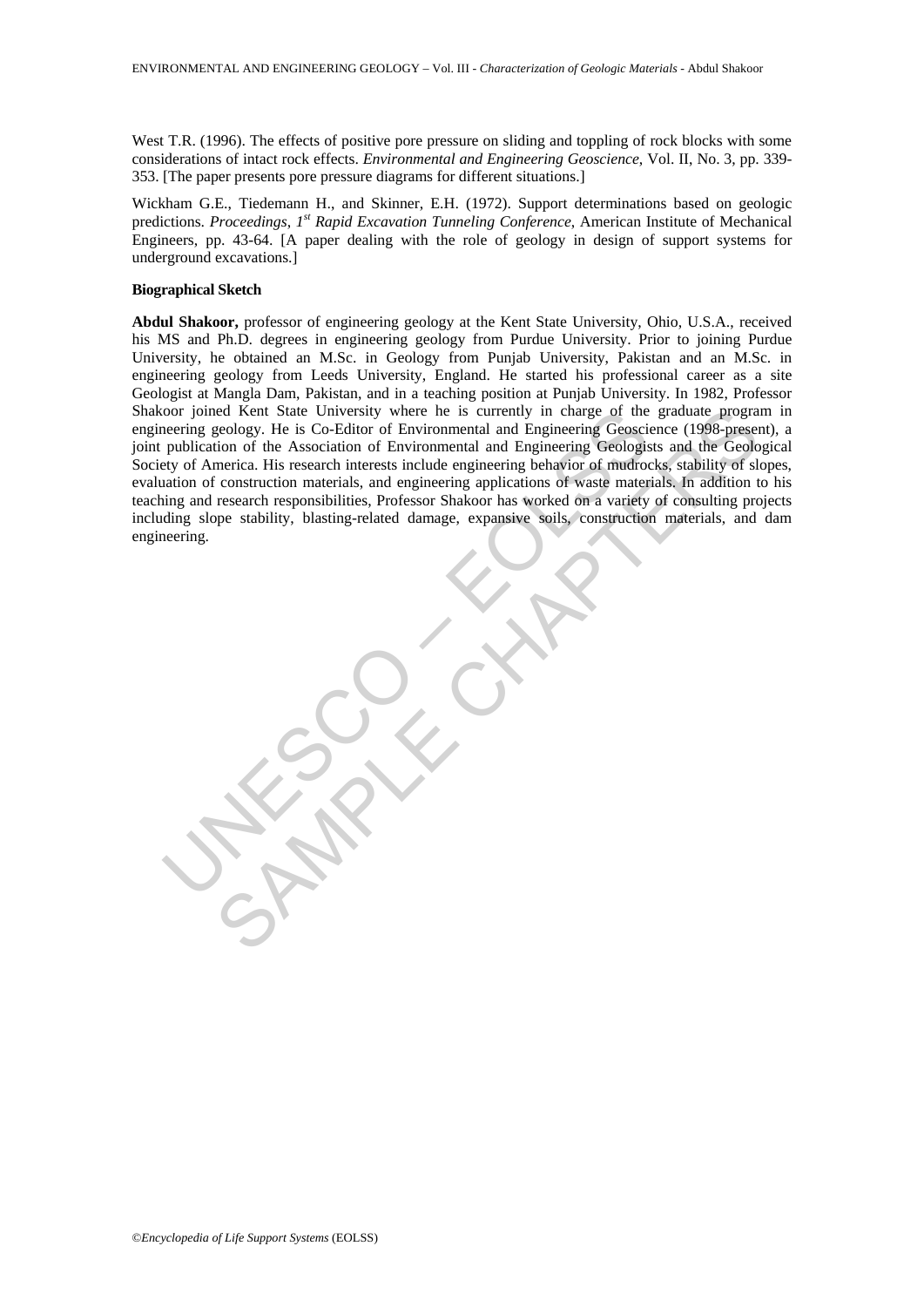West T.R. (1996). The effects of positive pore pressure on sliding and toppling of rock blocks with some considerations of intact rock effects. *Environmental and Engineering Geoscience*, Vol. II, No. 3, pp. 339-353. [The paper presents pore pressure diagrams for different situations.]

Wickham G.E., Tiedemann H., and Skinner, E.H. (1972). Support determinations based on geologic predictions. *Proceedings*, *1st Rapid Excavation Tunneling Conference*, American Institute of Mechanical Engineers, pp. 43-64. [A paper dealing with the role of geology in design of support systems for underground excavations.]

**Biographical Sketch**

**Abdul Shakoor,** professor of engineering geology at the Kent State University, Ohio, U.S.A., received his MS and Ph.D. degrees in engineering geology from Purdue University. Prior to joining Purdue University, he obtained an M.Sc. in Geology from Punjab University, Pakistan and an M.Sc. in engineering geology from Leeds University, England. He started his professional career as a site Geologist at Mangla Dam, Pakistan, and in a teaching position at Punjab University. In 1982, Professor Shakoor joined Kent State University where he is currently in charge of the graduate program in engineering geology. He is Co-Editor of Environmental and Engineering Geoscience (1998-present), a joint publication of the Association of Environmental and Engineering Geologists and the Geological Society of America. His research interests include engineering behavior of mudrocks, stability of slopes, evaluation of construction materials, and engineering applications of waste materials. In addition to his teaching and research responsibilities, Professor Shakoor has worked on a variety of consulting projects including slope stability, blasting-related damage, expansive soils, construction materials, and dam engineering.